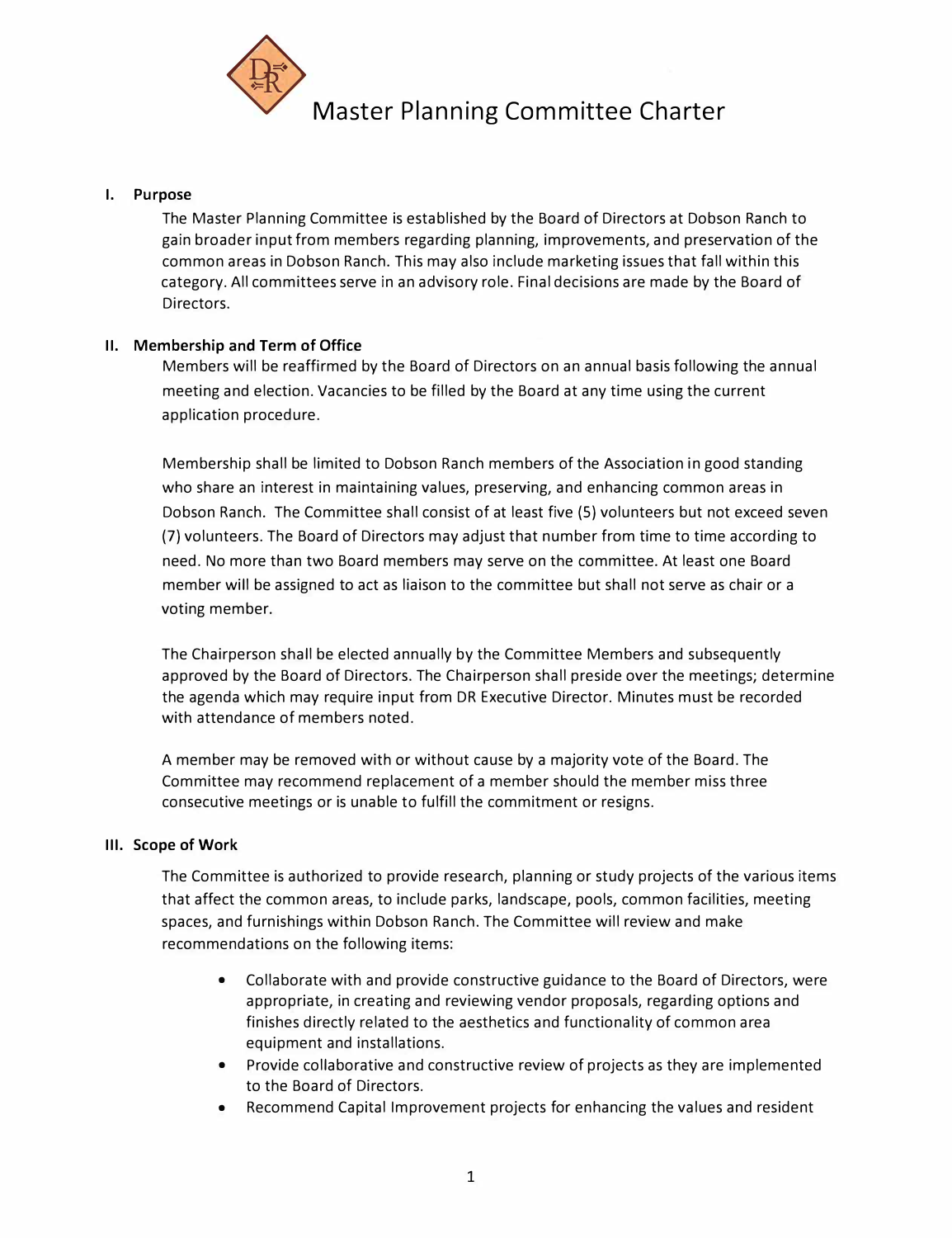# Master Planning Committee Charter

## I. Purpose

The Master Planning Committee is established by the Board of Directors at Dobson Ranch to gain broader input from members regarding planning, improvements, and preservation of the common areas in Dobson Ranch. This may also include marketing issues that fall within this category. All committees serve in an advisory role. Final decisions are made by the Board of Directors.

## II. Membership and Term of Office

Members will be reaffirmed by the Board of Directors on an annual basis following the annual meeting and election. Vacancies to be filled by the Board at any time using the current application procedure.

Membership shall be limited to Dobson Ranch members of the Association in good standing who share an interest in maintaining values, preserving, and enhancing common areas in Dobson Ranch. The Committee shall consist of at least five (5) volunteers but not exceed seven (7) volunteers. The Board of Directors may adjust that number from time to time according to need. No more than two Board members may serve on the committee. At least one Board member will be assigned to act as liaison to the committee but shall not serve as chair or a voting member.

The Chairperson shall be elected annually by the Committee Members and subsequently approved by the Board of Directors. The Chairperson shall preside over the meetings; determine the agenda which may require input from DR Executive Director. Minutes must be recorded with attendance of members noted.

A member may be removed with or without cause by a majority vote of the Board. The Committee may recommend replacement of a member should the member miss three consecutive meetings or is unable to fulfill the commitment or resigns.

## III. Scope of Work

The Committee is authorized to provide research, planning or study projects of the various items that affect the common areas, to include parks, landscape, pools, common facilities, meeting spaces, and furnishings within Dobson Ranch. The Committee will review and make recommendations on the following items:

- Collaborate with and provide constructive guidance to the Board of Directors, were appropriate, in creating and reviewing vendor proposals, regarding options and finishes directly related to the aesthetics and functionality of common area equipment and installations.
- Provide collaborative and constructive review of projects as they are implemented to the Board of Directors.
- Recommend Capital Improvement projects for enhancing the values and resident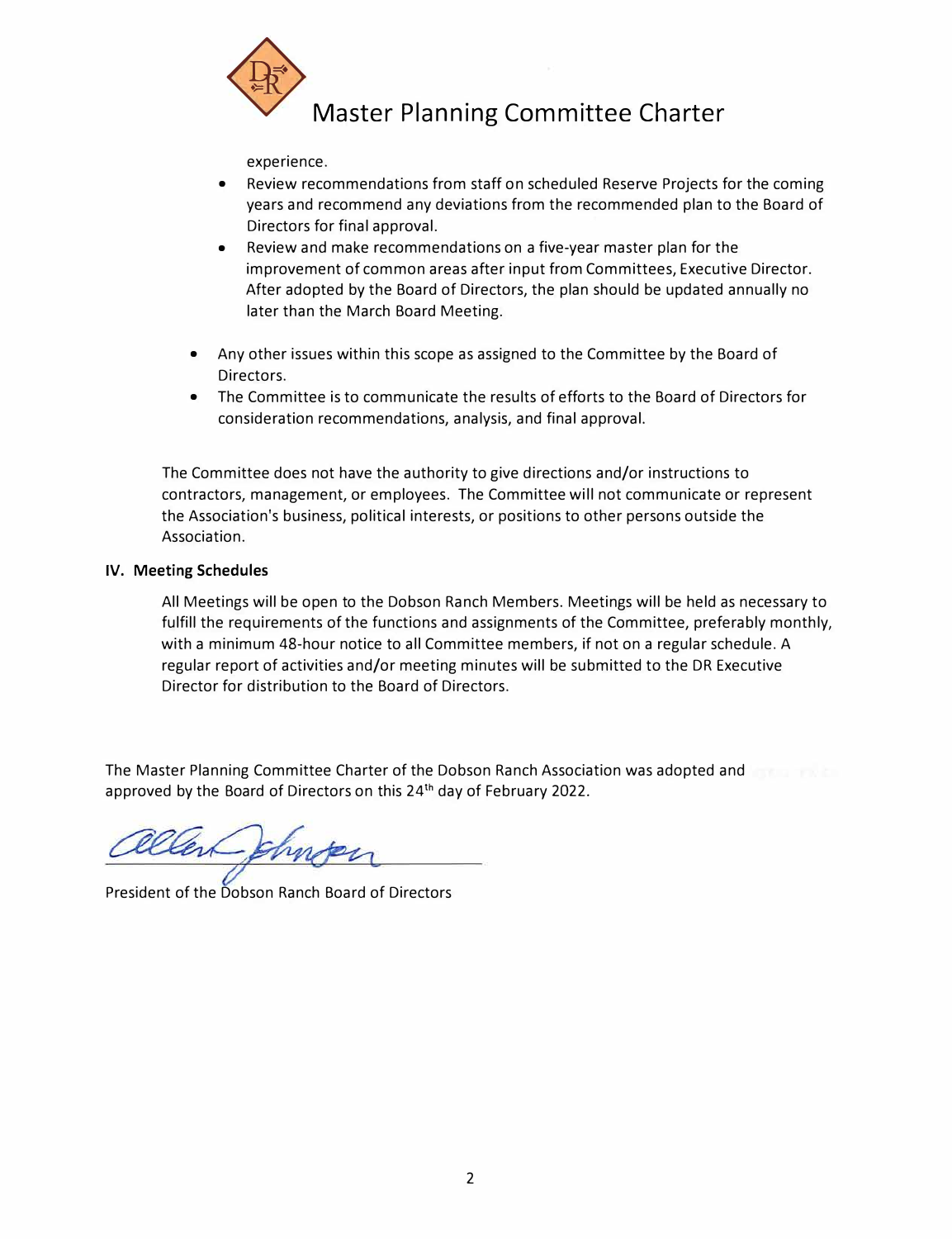experience.

- Review recommendations from staff on scheduled Reserve Projects for the coming years and recommend any deviations from the recommended plan to the Board of Directors for final approval.
- Review and make recommendations on a five-year master plan for the improvement of common areas after input from Committees, Executive Director. After adopted by the Board of Directors, the plan should be updated annually no later than the March Board Meeting.

- Any other issues within this scope as assigned to the Committee by the Board of Directors.
- The Committee is to communicate the results of efforts to the Board of Directors for consideration recommendations, analysis, and final approval.

The Committee does not have the authority to give directions and/or instructions to contractors, management, or employees. The Committee will not communicate or represent the Association's business, political interests, or positions to other persons outside the Association.

**IV. Meeting Schedules**

All Meetings will be open to the Dobson Ranch Members. Meetings will be held as necessary to fulfill the requirements of the functions and assignments of the Committee, preferably monthly, with a minimum 48-hour notice to all Committee members, if not on a regular schedule. A regular report of activities and/or meeting minutes will be submitted to the DR Executive Director for distribution to the Board of Directors.

The Master Planning Committee Charter of the Dobson Ranch Association was adopted and approved by the Board of Directors on this 24th day of February 2022.

Allen Johnson

President of the Dobson Ranch Board of Directors